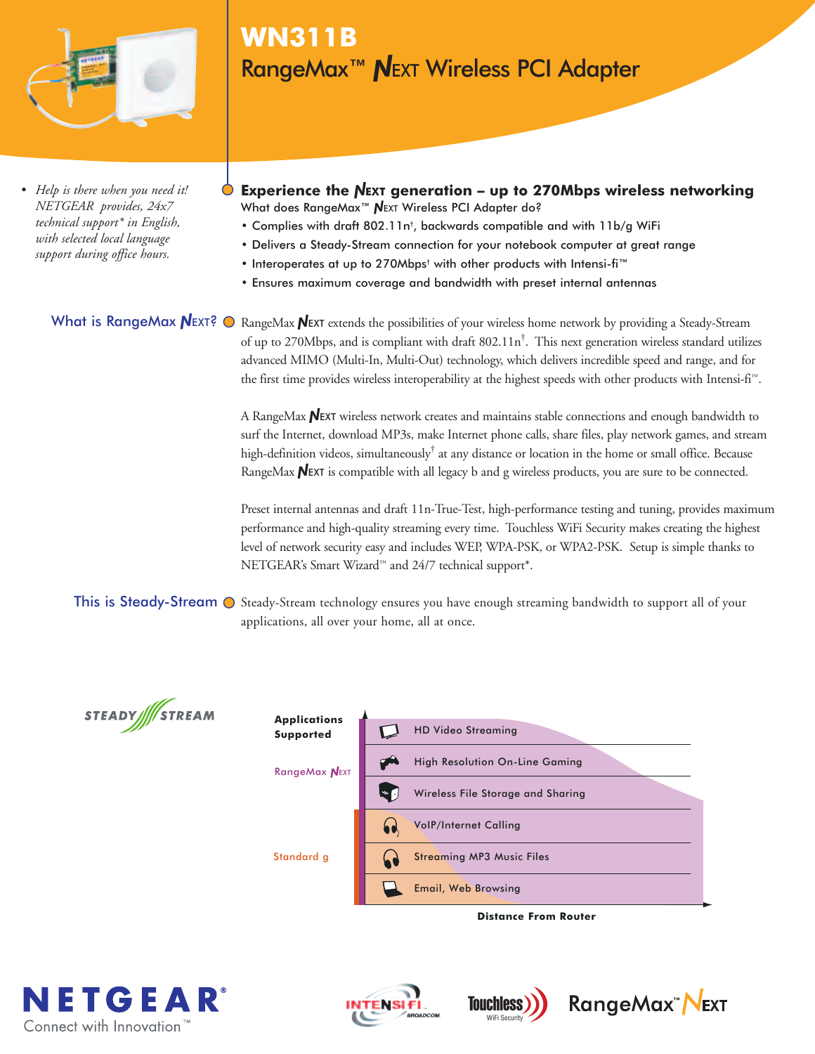# WN311B

## RangeMax™ NEXT Wireless PCI Adapter

- *Help is there when you need it! NETGEAR provides, 24x7 technical support* in English, with selected local language support during office hours.*

### Experience the NEXT generation – up to 270Mbps wireless networking

What does RangeMax™ NEXT Wireless PCI Adapter do?

- Complies with draft 802.11n†, backwards compatible and with 11b/g WiFi
- Delivers a Steady-Stream connection for your notebook computer at great range
- Interoperates at up to 270Mbps† with other products with Intensi-fi™
- Ensures maximum coverage and bandwidth with preset internal antennas

### What is RangeMax NEXT?

RangeMax NEXT extends the possibilities of your wireless home network by providing a Steady-Stream of up to 270Mbps, and is compliant with draft 802.11n†. This next generation wireless standard utilizes advanced MIMO (Multi-In, Multi-Out) technology, which delivers incredible speed and range, and for the first time provides wireless interoperability at the highest speeds with other products with Intensi-fi™.

A RangeMax NEXT wireless network creates and maintains stable connections and enough bandwidth to surf the Internet, download MP3s, make Internet phone calls, share files, play network games, and stream high-definition videos, simultaneously† at any distance or location in the home or small office. Because RangeMax NEXT is compatible with all legacy b and g wireless products, you are sure to be connected.

Preset internal antennas and draft 11n-True-Test, high-performance testing and tuning, provides maximum performance and high-quality streaming every time. Touchless WiFi Security makes creating the highest level of network security easy and includes WEP, WPA-PSK, or WPA2-PSK. Setup is simple thanks to NETGEAR's Smart Wizard™ and 24/7 technical support*.

### This is Steady-Stream

Steady-Stream technology ensures you have enough streaming bandwidth to support all of your applications, all over your home, all at once.

STEADY STREAM

| Applications Supported | |
|---|---|
| RangeMax NEXT | HD Video Streaming |
| | High Resolution On-Line Gaming |
| | Wireless File Storage and Sharing |
| Standard g | VoIP/Internet Calling |
| | Streaming MP3 Music Files |
| | Email, Web Browsing |

Distance From Router

NETGEAR® Connect with Innovation™

INTENSI-FI™ BROADCOM · Touchless WiFi Security · RangeMax™ NEXT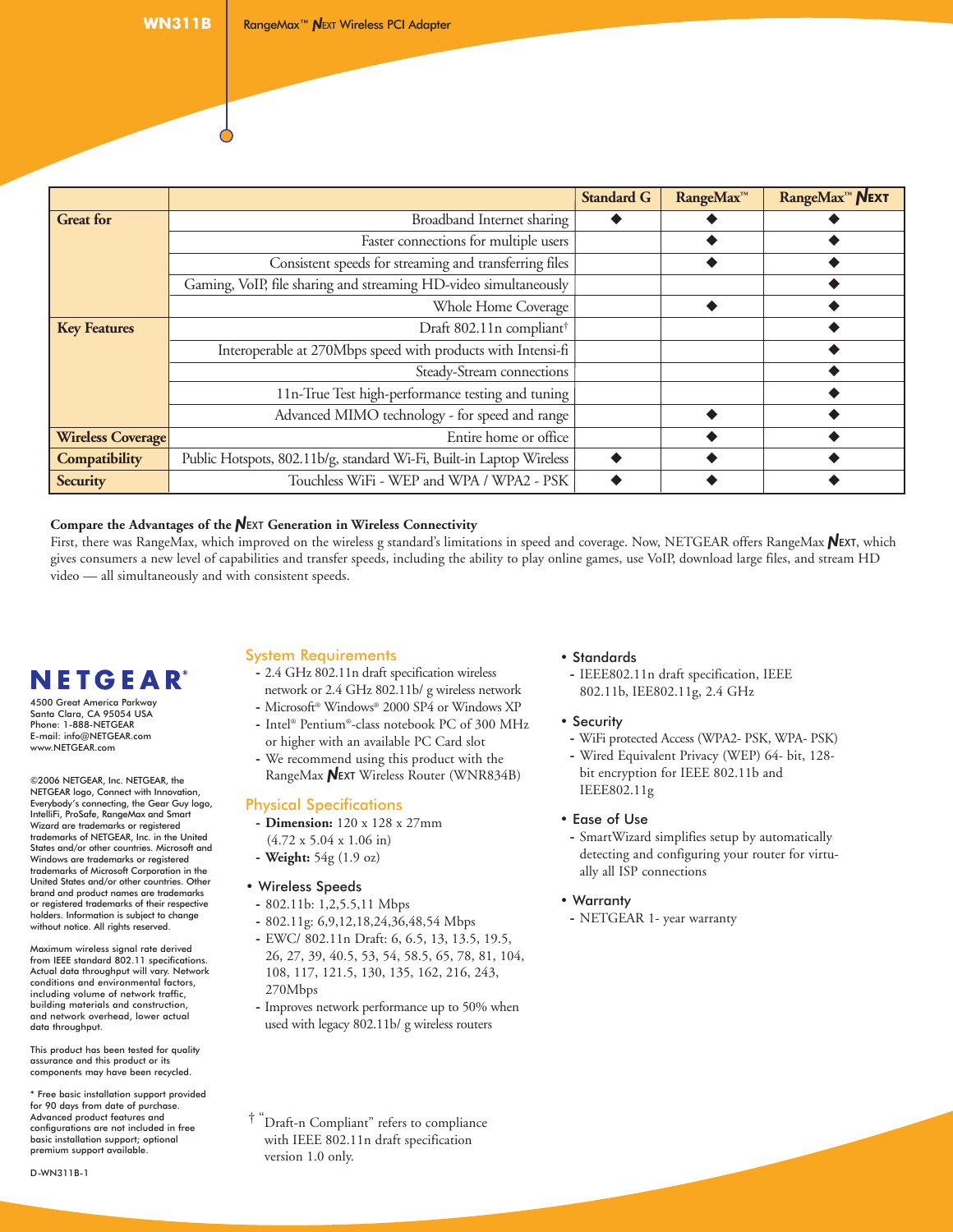| | | Standard G | RangeMax™ | RangeMax™ NEXT |
|---|---|---|---|---|
| **Great for** | Broadband Internet sharing | ◆ | ◆ | ◆ |
| | Faster connections for multiple users | | ◆ | ◆ |
| | Consistent speeds for streaming and transferring files | | ◆ | ◆ |
| | Gaming, VoIP, file sharing and streaming HD-video simultaneously | | | ◆ |
| | Whole Home Coverage | | ◆ | ◆ |
| **Key Features** | Draft 802.11n compliant† | | | ◆ |
| | Interoperable at 270Mbps speed with products with Intensi-fi | | | ◆ |
| | Steady-Stream connections | | | ◆ |
| | 11n-True Test high-performance testing and tuning | | | ◆ |
| | Advanced MIMO technology - for speed and range | | ◆ | ◆ |
| **Wireless Coverage** | Entire home or office | | ◆ | ◆ |
| **Compatibility** | Public Hotspots, 802.11b/g, standard Wi-Fi, Built-in Laptop Wireless | ◆ | ◆ | ◆ |
| **Security** | Touchless WiFi - WEP and WPA / WPA2 - PSK | ◆ | ◆ | ◆ |

**Compare the Advantages of the NEXT Generation in Wireless Connectivity**

First, there was RangeMax, which improved on the wireless g standard's limitations in speed and coverage. Now, NETGEAR offers RangeMax NEXT, which gives consumers a new level of capabilities and transfer speeds, including the ability to play online games, use VoIP, download large files, and stream HD video — all simultaneously and with consistent speeds.

## System Requirements

- 2.4 GHz 802.11n draft specification wireless network or 2.4 GHz 802.11b/ g wireless network
- Microsoft® Windows® 2000 SP4 or Windows XP
- Intel® Pentium®-class notebook PC of 300 MHz or higher with an available PC Card slot
- We recommend using this product with the RangeMax NEXT Wireless Router (WNR834B)

## Physical Specifications

- **Dimension:** 120 x 128 x 27mm (4.72 x 5.04 x 1.06 in)
- **Weight:** 54g (1.9 oz)

### • Wireless Speeds

- 802.11b: 1,2,5.5,11 Mbps
- 802.11g: 6,9,12,18,24,36,48,54 Mbps
- EWC/ 802.11n Draft: 6, 6.5, 13, 13.5, 19.5, 26, 27, 39, 40.5, 53, 54, 58.5, 65, 78, 81, 104, 108, 117, 121.5, 130, 135, 162, 216, 243, 270Mbps
- Improves network performance up to 50% when used with legacy 802.11b/ g wireless routers

### • Standards

- IEEE802.11n draft specification, IEEE 802.11b, IEE802.11g, 2.4 GHz

### • Security

- WiFi protected Access (WPA2- PSK, WPA- PSK)
- Wired Equivalent Privacy (WEP) 64- bit, 128-bit encryption for IEEE 802.11b and IEEE802.11g

### • Ease of Use

- SmartWizard simplifies setup by automatically detecting and configuring your router for virtually all ISP connections

### • Warranty

- NETGEAR 1- year warranty

† "Draft-n Compliant" refers to compliance with IEEE 802.11n draft specification version 1.0 only.

**NETGEAR®**

4500 Great America Parkway
Santa Clara, CA 95054 USA
Phone: 1-888-NETGEAR
E-mail: info@NETGEAR.com
www.NETGEAR.com

©2006 NETGEAR, Inc. NETGEAR, the NETGEAR logo, Connect with Innovation, Everybody's connecting, the Gear Guy logo, IntelliFi, ProSafe, RangeMax and Smart Wizard are trademarks or registered trademarks of NETGEAR, Inc. in the United States and/or other countries. Microsoft and Windows are trademarks or registered trademarks of Microsoft Corporation in the United States and/or other countries. Other brand and product names are trademarks or registered trademarks of their respective holders. Information is subject to change without notice. All rights reserved.

Maximum wireless signal rate derived from IEEE standard 802.11 specifications. Actual data throughput will vary. Network conditions and environmental factors, including volume of network traffic, building materials and construction, and network overhead, lower actual data throughput.

This product has been tested for quality assurance and this product or its components may have been recycled.

* Free basic installation support provided for 90 days from date of purchase. Advanced product features and configurations are not included in free basic installation support; optional premium support available.

D-WN311B-1